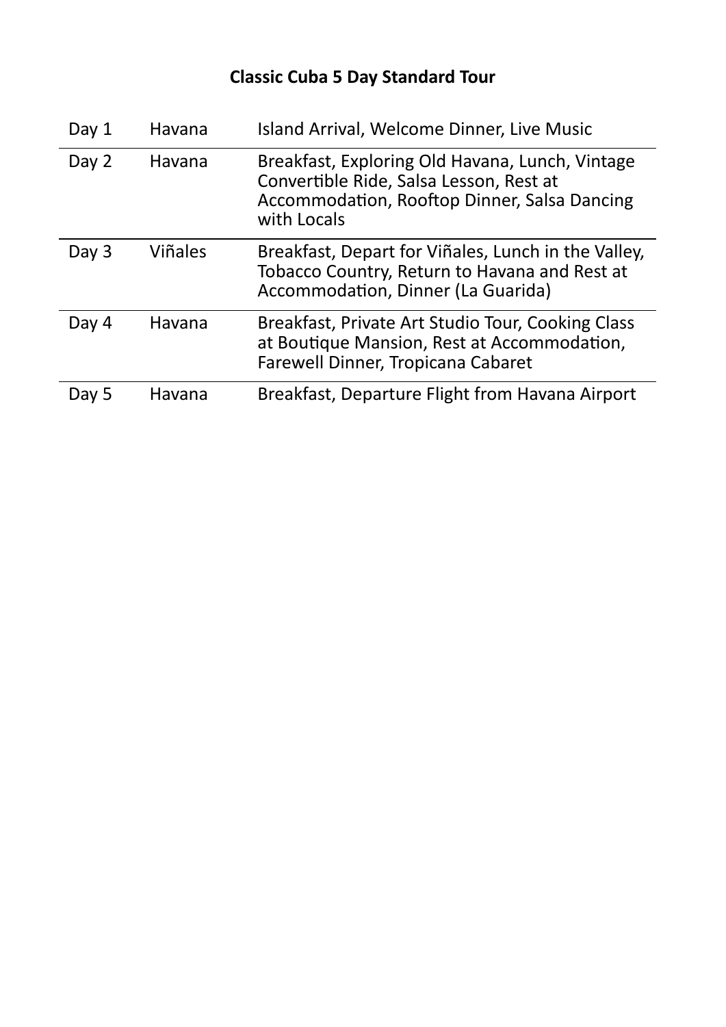**Classic Cuba 5 Day Standard Tour**

| | | |
|---|---|---|
| Day 1 | Havana | Island Arrival, Welcome Dinner, Live Music |
| Day 2 | Havana | Breakfast, Exploring Old Havana, Lunch, Vintage Convertible Ride, Salsa Lesson, Rest at Accommodation, Rooftop Dinner, Salsa Dancing with Locals |
| Day 3 | Viñales | Breakfast, Depart for Viñales, Lunch in the Valley, Tobacco Country, Return to Havana and Rest at Accommodation, Dinner (La Guarida) |
| Day 4 | Havana | Breakfast, Private Art Studio Tour, Cooking Class at Boutique Mansion, Rest at Accommodation, Farewell Dinner, Tropicana Cabaret |
| Day 5 | Havana | Breakfast, Departure Flight from Havana Airport |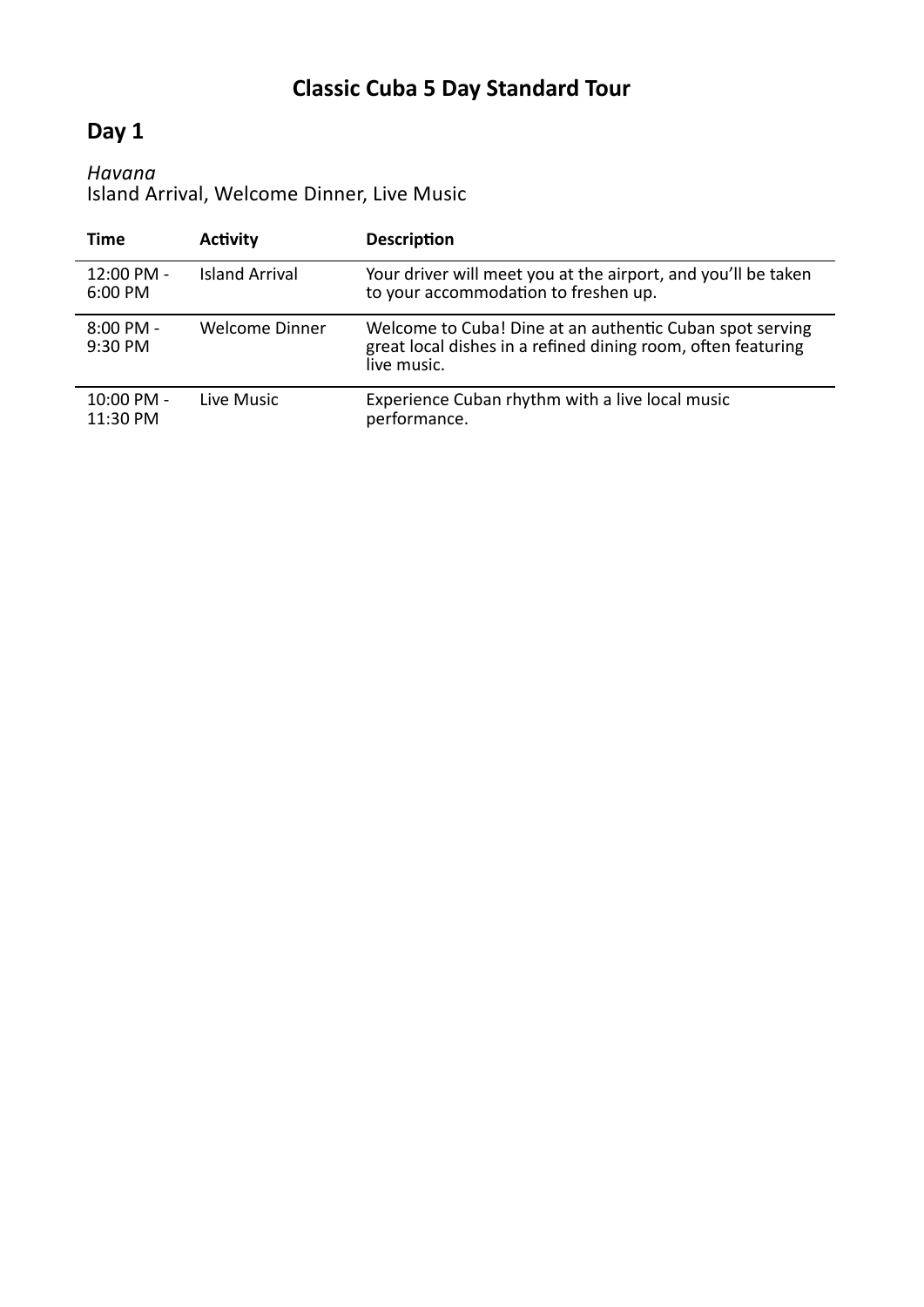# Classic Cuba 5 Day Standard Tour

## Day 1

*Havana*
Island Arrival, Welcome Dinner, Live Music

| Time | Activity | Description |
|---|---|---|
| 12:00 PM - 6:00 PM | Island Arrival | Your driver will meet you at the airport, and you'll be taken to your accommodation to freshen up. |
| 8:00 PM - 9:30 PM | Welcome Dinner | Welcome to Cuba! Dine at an authentic Cuban spot serving great local dishes in a refined dining room, often featuring live music. |
| 10:00 PM - 11:30 PM | Live Music | Experience Cuban rhythm with a live local music performance. |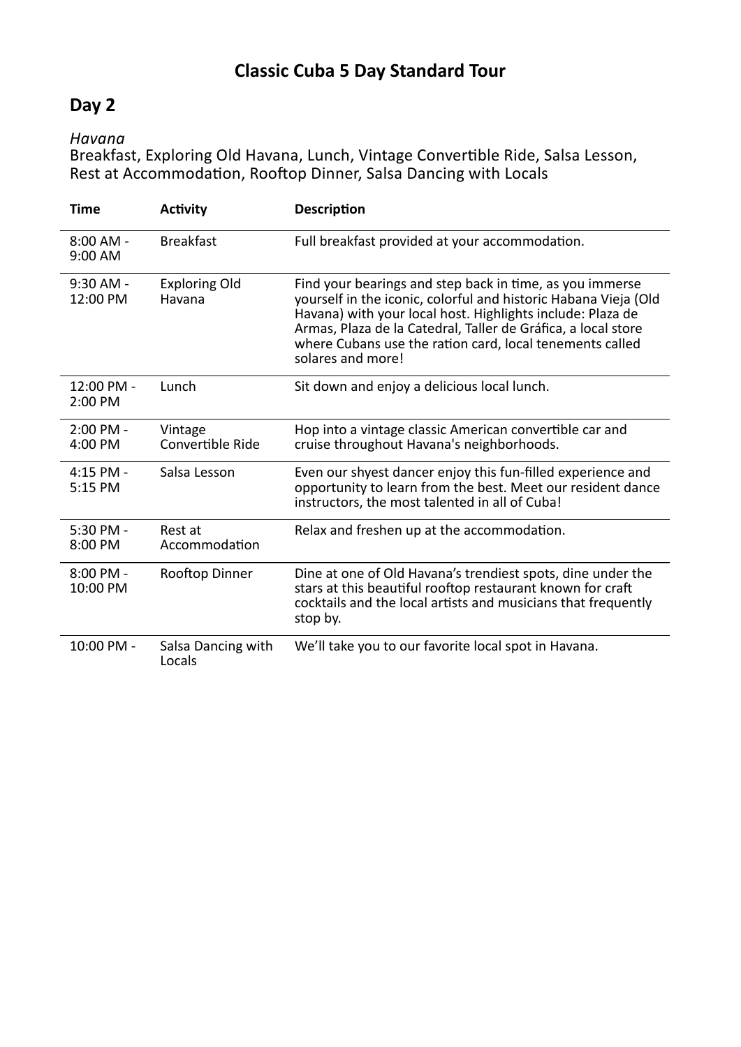# Classic Cuba 5 Day Standard Tour

## Day 2

*Havana*
Breakfast, Exploring Old Havana, Lunch, Vintage Convertible Ride, Salsa Lesson, Rest at Accommodation, Rooftop Dinner, Salsa Dancing with Locals

| Time | Activity | Description |
|---|---|---|
| 8:00 AM - 9:00 AM | Breakfast | Full breakfast provided at your accommodation. |
| 9:30 AM - 12:00 PM | Exploring Old Havana | Find your bearings and step back in time, as you immerse yourself in the iconic, colorful and historic Habana Vieja (Old Havana) with your local host. Highlights include: Plaza de Armas, Plaza de la Catedral, Taller de Gráfica, a local store where Cubans use the ration card, local tenements called solares and more! |
| 12:00 PM - 2:00 PM | Lunch | Sit down and enjoy a delicious local lunch. |
| 2:00 PM - 4:00 PM | Vintage Convertible Ride | Hop into a vintage classic American convertible car and cruise throughout Havana's neighborhoods. |
| 4:15 PM - 5:15 PM | Salsa Lesson | Even our shyest dancer enjoy this fun-filled experience and opportunity to learn from the best. Meet our resident dance instructors, the most talented in all of Cuba! |
| 5:30 PM - 8:00 PM | Rest at Accommodation | Relax and freshen up at the accommodation. |
| 8:00 PM - 10:00 PM | Rooftop Dinner | Dine at one of Old Havana's trendiest spots, dine under the stars at this beautiful rooftop restaurant known for craft cocktails and the local artists and musicians that frequently stop by. |
| 10:00 PM - | Salsa Dancing with Locals | We'll take you to our favorite local spot in Havana. |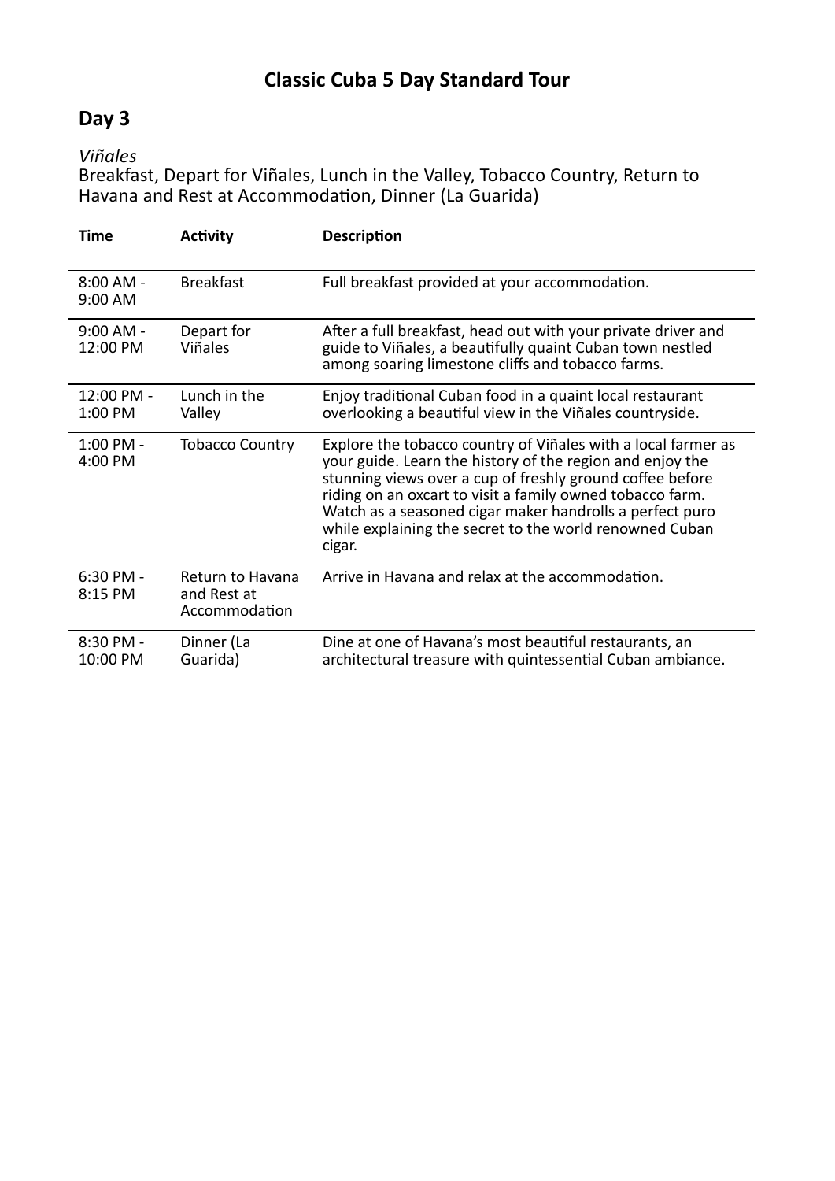# Classic Cuba 5 Day Standard Tour

## Day 3

*Viñales*

Breakfast, Depart for Viñales, Lunch in the Valley, Tobacco Country, Return to Havana and Rest at Accommodation, Dinner (La Guarida)

| Time | Activity | Description |
|---|---|---|
| 8:00 AM - 9:00 AM | Breakfast | Full breakfast provided at your accommodation. |
| 9:00 AM - 12:00 PM | Depart for Viñales | After a full breakfast, head out with your private driver and guide to Viñales, a beautifully quaint Cuban town nestled among soaring limestone cliffs and tobacco farms. |
| 12:00 PM - 1:00 PM | Lunch in the Valley | Enjoy traditional Cuban food in a quaint local restaurant overlooking a beautiful view in the Viñales countryside. |
| 1:00 PM - 4:00 PM | Tobacco Country | Explore the tobacco country of Viñales with a local farmer as your guide. Learn the history of the region and enjoy the stunning views over a cup of freshly ground coffee before riding on an oxcart to visit a family owned tobacco farm. Watch as a seasoned cigar maker handrolls a perfect puro while explaining the secret to the world renowned Cuban cigar. |
| 6:30 PM - 8:15 PM | Return to Havana and Rest at Accommodation | Arrive in Havana and relax at the accommodation. |
| 8:30 PM - 10:00 PM | Dinner (La Guarida) | Dine at one of Havana's most beautiful restaurants, an architectural treasure with quintessential Cuban ambiance. |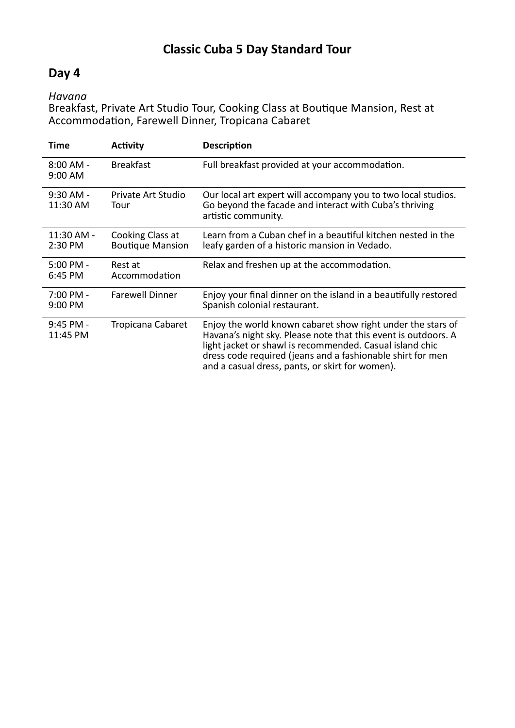# Classic Cuba 5 Day Standard Tour

## Day 4

*Havana*
Breakfast, Private Art Studio Tour, Cooking Class at Boutique Mansion, Rest at Accommodation, Farewell Dinner, Tropicana Cabaret

| Time | Activity | Description |
| --- | --- | --- |
| 8:00 AM - 9:00 AM | Breakfast | Full breakfast provided at your accommodation. |
| 9:30 AM - 11:30 AM | Private Art Studio Tour | Our local art expert will accompany you to two local studios. Go beyond the facade and interact with Cuba's thriving artistic community. |
| 11:30 AM - 2:30 PM | Cooking Class at Boutique Mansion | Learn from a Cuban chef in a beautiful kitchen nested in the leafy garden of a historic mansion in Vedado. |
| 5:00 PM - 6:45 PM | Rest at Accommodation | Relax and freshen up at the accommodation. |
| 7:00 PM - 9:00 PM | Farewell Dinner | Enjoy your final dinner on the island in a beautifully restored Spanish colonial restaurant. |
| 9:45 PM - 11:45 PM | Tropicana Cabaret | Enjoy the world known cabaret show right under the stars of Havana's night sky. Please note that this event is outdoors. A light jacket or shawl is recommended. Casual island chic dress code required (jeans and a fashionable shirt for men and a casual dress, pants, or skirt for women). |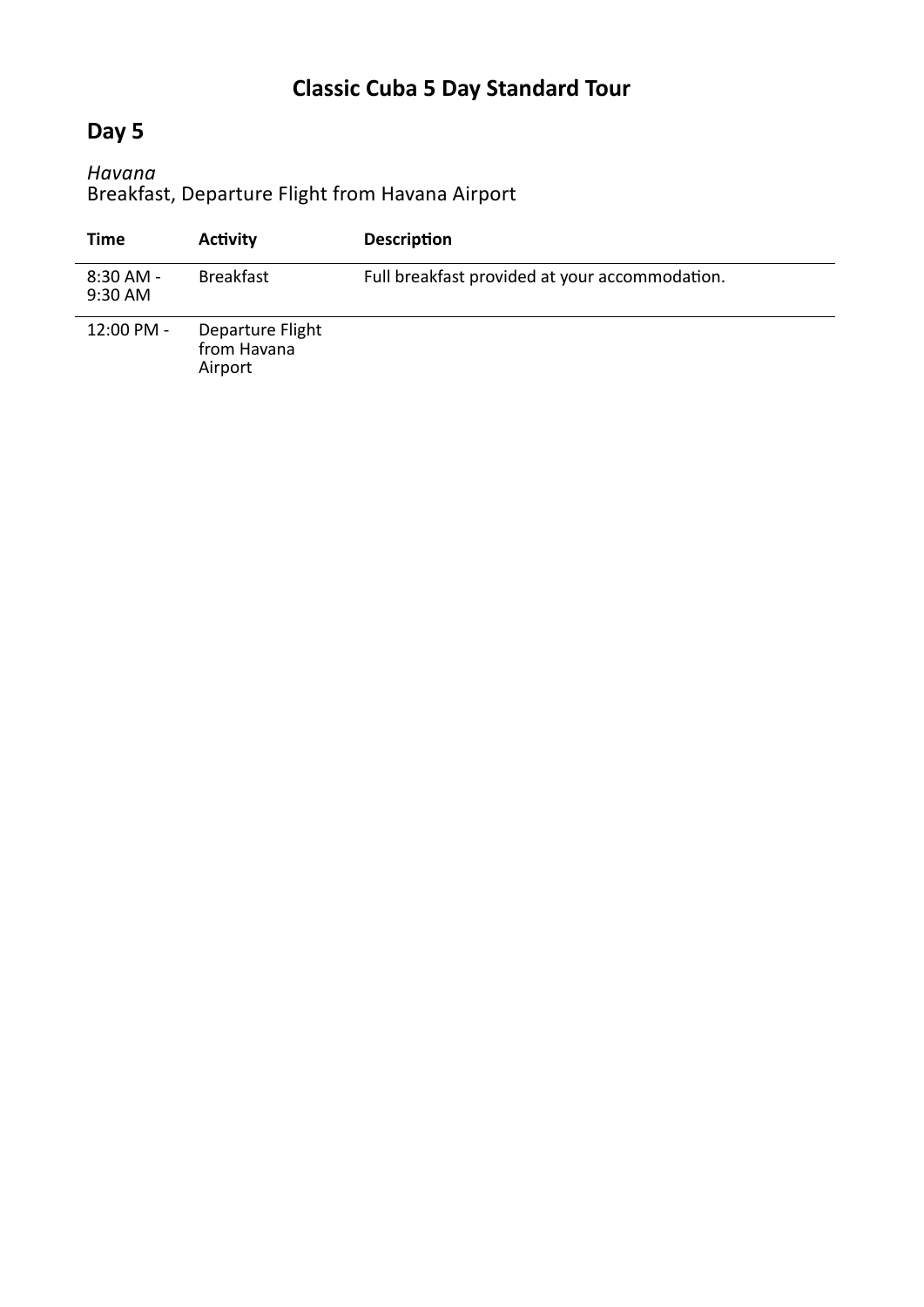# Classic Cuba 5 Day Standard Tour

## Day 5

*Havana*
Breakfast, Departure Flight from Havana Airport

| Time | Activity | Description |
|---|---|---|
| 8:30 AM - 9:30 AM | Breakfast | Full breakfast provided at your accommodation. |
| 12:00 PM - | Departure Flight from Havana Airport | |